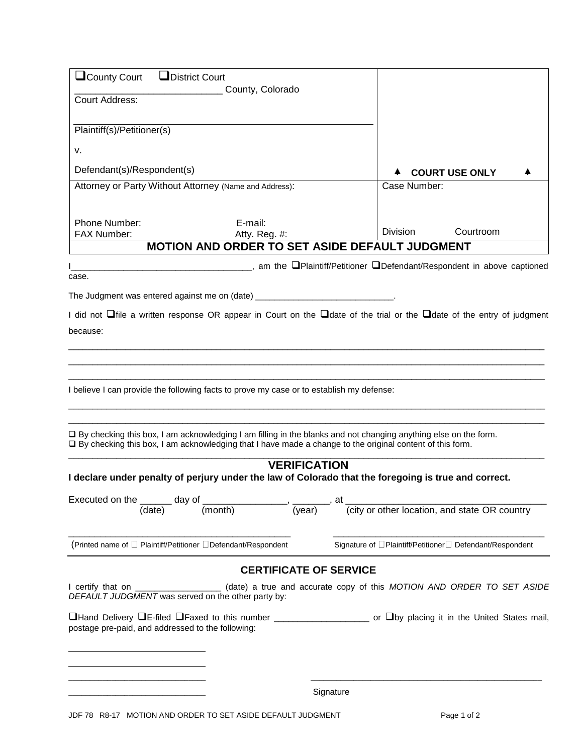| ❑County Court ❑District Court<br>\_\_\_\_\_\_\_\_\_\_\_\_\_\_\_\_\_\_\_\_\_\_\_\_\_\_\_ County, Colorado<br>Court Address:<br><br>Plaintiff(s)/Petitioner(s)<br><br>v.<br><br>Defendant(s)/Respondent(s) | ▲ COURT USE ONLY ▲ |
|---|---|
| Attorney or Party Without Attorney (Name and Address):<br><br>Phone Number: E-mail:<br>FAX Number: Atty. Reg. #: | Case Number:<br><br>Division Courtroom |

## MOTION AND ORDER TO SET ASIDE DEFAULT JUDGMENT

I\_\_\_\_\_\_\_\_\_\_\_\_\_\_\_\_\_\_\_\_\_\_\_\_\_\_\_\_\_\_\_\_\_\_\_\_\_, am the ❑Plaintiff/Petitioner ❑Defendant/Respondent in above captioned case.

The Judgment was entered against me on (date) \_\_\_\_\_\_\_\_\_\_\_\_\_\_\_\_\_\_\_\_\_\_\_\_\_\_\_\_\_.

I did not ❑file a written response OR appear in Court on the ❑date of the trial or the ❑date of the entry of judgment because:

\_\_\_\_\_\_\_\_\_\_\_\_\_\_\_\_\_\_\_\_\_\_\_\_\_\_\_\_\_\_\_\_\_\_\_\_\_\_\_\_\_\_\_\_\_\_\_\_\_\_\_\_\_\_\_\_\_\_\_\_\_\_\_\_\_\_\_\_\_\_\_\_\_\_\_\_\_\_\_\_\_\_\_\_\_\_\_\_\_\_

\_\_\_\_\_\_\_\_\_\_\_\_\_\_\_\_\_\_\_\_\_\_\_\_\_\_\_\_\_\_\_\_\_\_\_\_\_\_\_\_\_\_\_\_\_\_\_\_\_\_\_\_\_\_\_\_\_\_\_\_\_\_\_\_\_\_\_\_\_\_\_\_\_\_\_\_\_\_\_\_\_\_\_\_\_\_\_\_\_\_

\_\_\_\_\_\_\_\_\_\_\_\_\_\_\_\_\_\_\_\_\_\_\_\_\_\_\_\_\_\_\_\_\_\_\_\_\_\_\_\_\_\_\_\_\_\_\_\_\_\_\_\_\_\_\_\_\_\_\_\_\_\_\_\_\_\_\_\_\_\_\_\_\_\_\_\_\_\_\_\_\_\_\_\_\_\_\_\_\_\_

I believe I can provide the following facts to prove my case or to establish my defense:

\_\_\_\_\_\_\_\_\_\_\_\_\_\_\_\_\_\_\_\_\_\_\_\_\_\_\_\_\_\_\_\_\_\_\_\_\_\_\_\_\_\_\_\_\_\_\_\_\_\_\_\_\_\_\_\_\_\_\_\_\_\_\_\_\_\_\_\_\_\_\_\_\_\_\_\_\_\_\_\_\_\_\_\_\_\_\_\_\_\_

\_\_\_\_\_\_\_\_\_\_\_\_\_\_\_\_\_\_\_\_\_\_\_\_\_\_\_\_\_\_\_\_\_\_\_\_\_\_\_\_\_\_\_\_\_\_\_\_\_\_\_\_\_\_\_\_\_\_\_\_\_\_\_\_\_\_\_\_\_\_\_\_\_\_\_\_\_\_\_\_\_\_\_\_\_\_\_\_\_\_

❑ By checking this box, I am acknowledging I am filling in the blanks and not changing anything else on the form.
❑ By checking this box, I am acknowledging that I have made a change to the original content of this form.

## VERIFICATION

**I declare under penalty of perjury under the law of Colorado that the foregoing is true and correct.**

Executed on the \_\_\_\_\_\_ day of \_\_\_\_\_\_\_\_\_\_\_\_\_\_\_\_, \_\_\_\_\_\_\_, at \_\_\_\_\_\_\_\_\_\_\_\_\_\_\_\_\_\_\_\_\_\_\_\_\_\_\_\_\_\_\_\_\_\_\_\_\_\_\_
(date) (month) (year) (city or other location, and state OR country

\_\_\_\_\_\_\_\_\_\_\_\_\_\_\_\_\_\_\_\_\_\_\_\_\_\_\_\_\_\_\_\_\_\_\_\_\_\_\_\_\_\_ \_\_\_\_\_\_\_\_\_\_\_\_\_\_\_\_\_\_\_\_\_\_\_\_\_\_\_\_\_\_\_\_\_\_\_\_\_\_\_\_\_\_
(Printed name of ❑ Plaintiff/Petitioner ❑Defendant/Respondent Signature of ❑Plaintiff/Petitioner❑ Defendant/Respondent

## CERTIFICATE OF SERVICE

I certify that on \_\_\_\_\_\_\_\_\_\_\_\_\_\_\_\_\_\_ (date) a true and accurate copy of this *MOTION AND ORDER TO SET ASIDE DEFAULT JUDGMENT* was served on the other party by:

❑Hand Delivery ❑E-filed ❑Faxed to this number \_\_\_\_\_\_\_\_\_\_\_\_\_\_\_\_\_\_\_\_ or ❑by placing it in the United States mail, postage pre-paid, and addressed to the following:

\_\_\_\_\_\_\_\_\_\_\_\_\_\_\_\_\_\_\_\_\_\_\_\_\_\_\_\_

\_\_\_\_\_\_\_\_\_\_\_\_\_\_\_\_\_\_\_\_\_\_\_\_\_\_\_\_

\_\_\_\_\_\_\_\_\_\_\_\_\_\_\_\_\_\_\_\_\_\_\_\_\_\_\_\_ \_\_\_\_\_\_\_\_\_\_\_\_\_\_\_\_\_\_\_\_\_\_\_\_\_\_\_\_\_\_\_\_\_\_\_\_\_\_\_\_\_\_\_\_\_\_\_\_\_\_

\_\_\_\_\_\_\_\_\_\_\_\_\_\_\_\_\_\_\_\_\_\_\_\_\_\_\_\_ Signature

JDF 78 R8-17 MOTION AND ORDER TO SET ASIDE DEFAULT JUDGMENT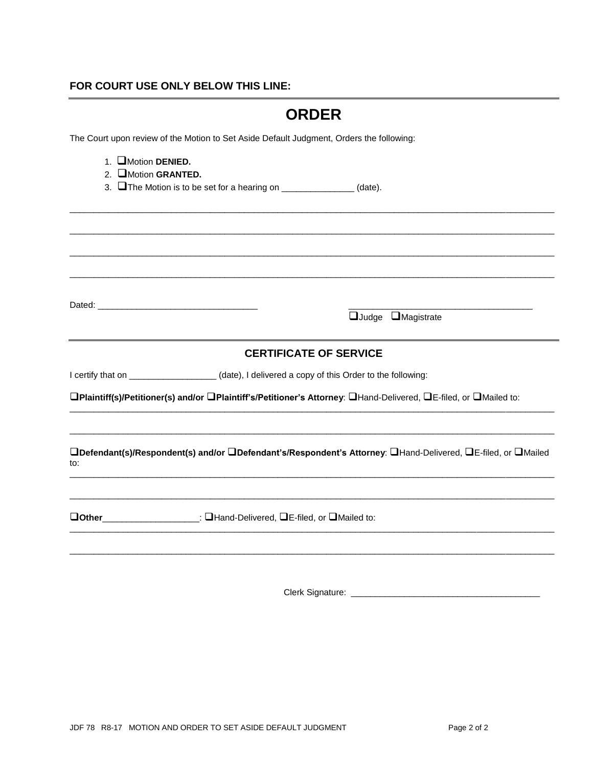**FOR COURT USE ONLY BELOW THIS LINE:**

---

# ORDER

The Court upon review of the Motion to Set Aside Default Judgment, Orders the following:

1. ❑Motion **DENIED.**
2. ❑Motion **GRANTED.**
3. ❑The Motion is to be set for a hearing on _______________ (date).

_____________________________________________________________________________________________

_____________________________________________________________________________________________

_____________________________________________________________________________________________

_____________________________________________________________________________________________

Dated: ________________________________ _____________________________________

❑Judge ❑Magistrate

---

## CERTIFICATE OF SERVICE

I certify that on _________________ (date), I delivered a copy of this Order to the following:

❑**Plaintiff(s)/Petitioner(s) and/or** ❑**Plaintiff's/Petitioner's Attorney**: ❑Hand-Delivered, ❑E-filed, or ❑Mailed to:

_____________________________________________________________________________________________

_____________________________________________________________________________________________

❑**Defendant(s)/Respondent(s) and/or** ❑**Defendant's/Respondent's Attorney**: ❑Hand-Delivered, ❑E-filed, or ❑Mailed to:

_____________________________________________________________________________________________

_____________________________________________________________________________________________

❑**Other**___________________: ❑Hand-Delivered, ❑E-filed, or ❑Mailed to:

_____________________________________________________________________________________________

_____________________________________________________________________________________________

Clerk Signature: ______________________________________

JDF 78 R8-17 MOTION AND ORDER TO SET ASIDE DEFAULT JUDGMENT